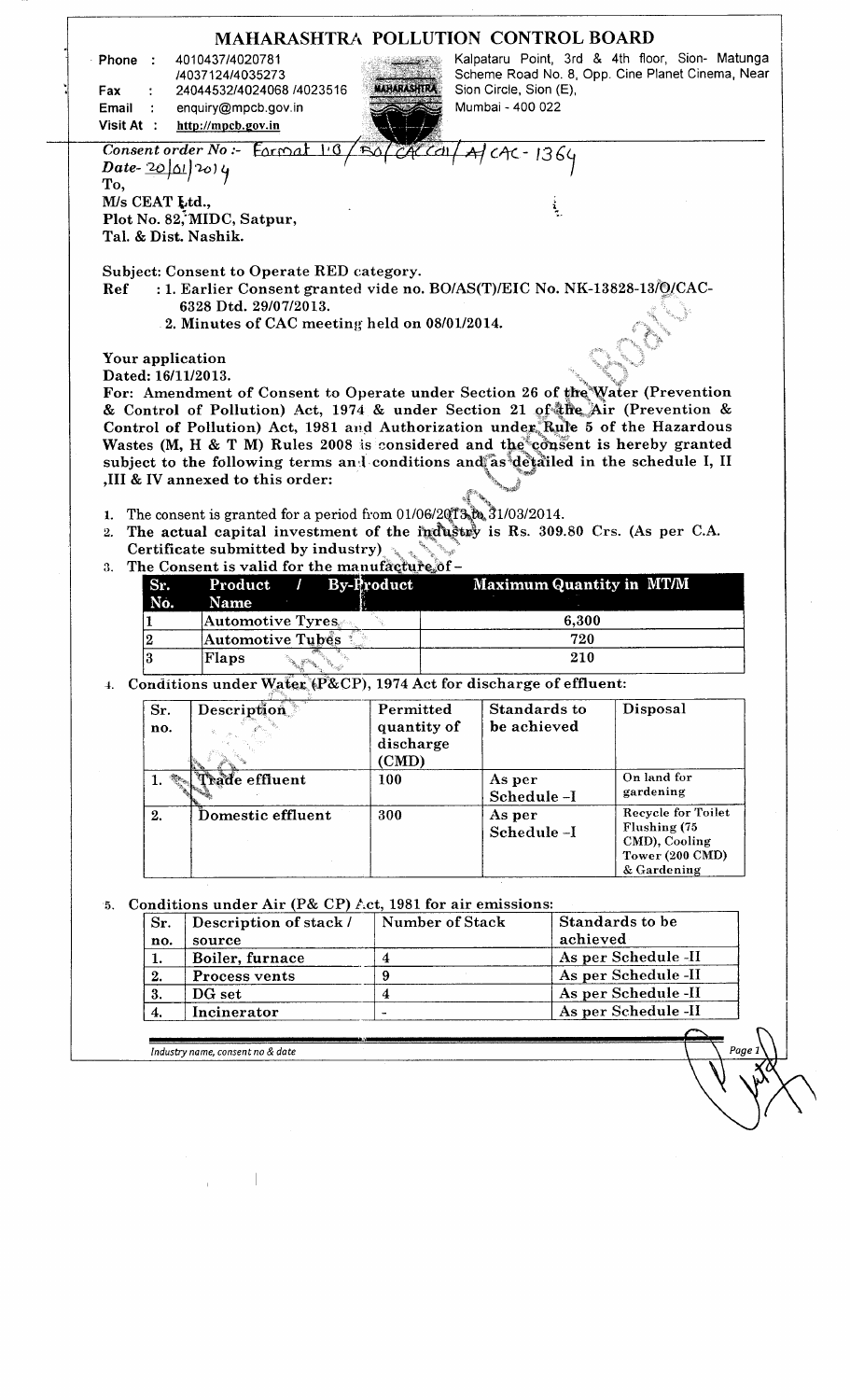# MAHARASHTRA POLLUTION CONTROL BOARD

Phone : 4010437/4020781 /4037124/4035273
Fax : 24044532/4024068 /4023516
Email : enquiry@mpcb.gov.in
Visit At : http://mpcb.gov.in

Kalpataru Point, 3rd & 4th floor, Sion- Matunga Scheme Road No. 8, Opp. Cine Planet Cinema, Near Sion Circle, Sion (E), Mumbai - 400 022

*Consent order No :-* Format 1.0 / BO/ CAC Cell / A/ CAC - 1364
*Date-* 20/01/2014

To,
M/s CEAT Ltd.,
Plot No. 82, MIDC, Satpur,
Tal. & Dist. Nashik.

**Subject: Consent to Operate RED category.**

**Ref : 1. Earlier Consent granted vide no. BO/AS(T)/EIC No. NK-13828-13/O/CAC-6328 Dtd. 29/07/2013.**
**2. Minutes of CAC meeting held on 08/01/2014.**

**Your application**
**Dated: 16/11/2013.**

**For: Amendment of Consent to Operate under Section 26 of the Water (Prevention & Control of Pollution) Act, 1974 & under Section 21 of the Air (Prevention & Control of Pollution) Act, 1981 and Authorization under Rule 5 of the Hazardous Wastes (M, H & T M) Rules 2008 is considered and the consent is hereby granted subject to the following terms and conditions and as detailed in the schedule I, II ,III & IV annexed to this order:**

1. The consent is granted for a period from 01/06/2013 to 31/03/2014.
2. **The actual capital investment of the industry is Rs. 309.80 Crs. (As per C.A. Certificate submitted by industry)**
3. **The Consent is valid for the manufacture of -**

| Sr. No. | Product / By-Product Name | Maximum Quantity in MT/M |
|---|---|---|
| 1 | Automotive Tyres | 6,300 |
| 2 | Automotive Tubes | 720 |
| 3 | Flaps | 210 |

4. **Conditions under Water (P&CP), 1974 Act for discharge of effluent:**

| Sr. no. | Description | Permitted quantity of discharge (CMD) | Standards to be achieved | Disposal |
|---|---|---|---|---|
| 1. | Trade effluent | 100 | As per Schedule -I | On land for gardening |
| 2. | Domestic effluent | 300 | As per Schedule -I | Recycle for Toilet Flushing (75 CMD), Cooling Tower (200 CMD) & Gardening |

5. **Conditions under Air (P& CP) Act, 1981 for air emissions:**

| Sr. no. | Description of stack / source | Number of Stack | Standards to be achieved |
|---|---|---|---|
| 1. | Boiler, furnace | 4 | As per Schedule -II |
| 2. | Process vents | 9 | As per Schedule -II |
| 3. | DG set | 4 | As per Schedule -II |
| 4. | Incinerator | - | As per Schedule -II |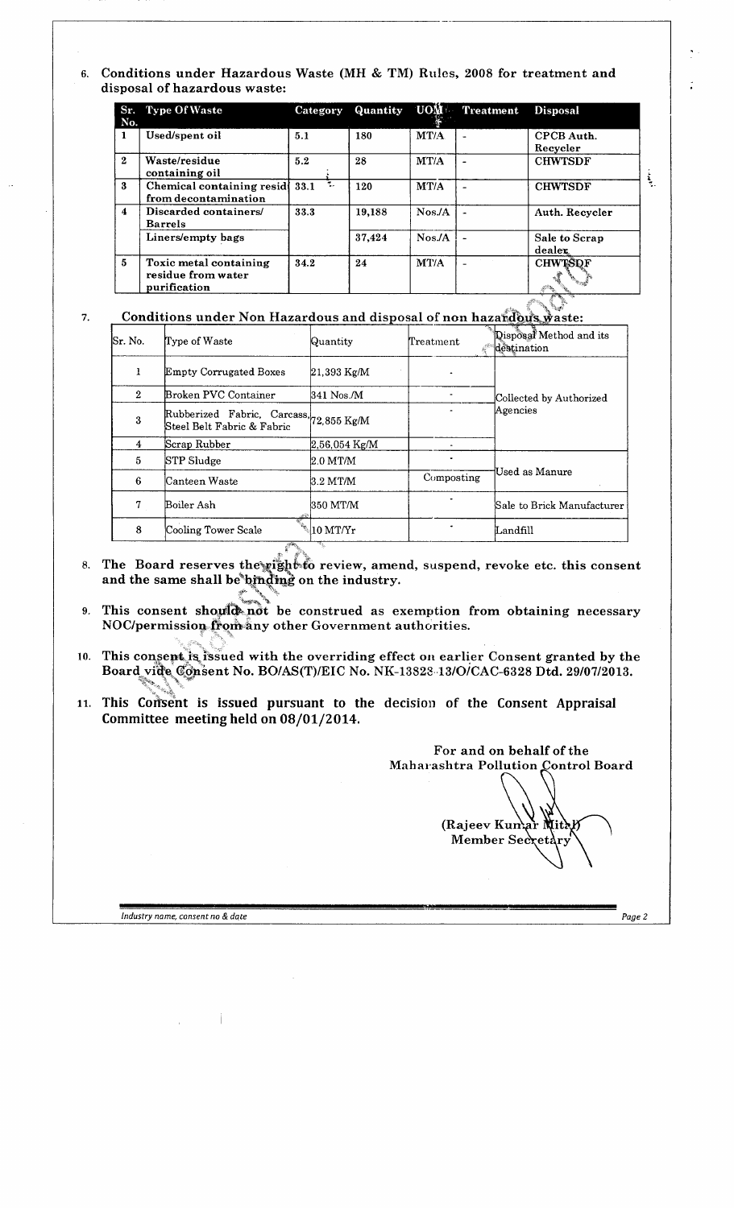6. **Conditions under Hazardous Waste (MH & TM) Rules, 2008 for treatment and disposal of hazardous waste:**

| Sr. No. | Type Of Waste | Category | Quantity | UOM | Treatment | Disposal |
|---|---|---|---|---|---|---|
| 1 | Used/spent oil | 5.1 | 180 | MT/A | - | CPCB Auth. Recycler |
| 2 | Waste/residue containing oil | 5.2 | 28 | MT/A | - | CHWTSDF |
| 3 | Chemical containing resid from decontamination | 33.1 | 120 | MT/A | - | CHWTSDF |
| 4 | Discarded containers/ Barrels | 33.3 | 19,188 | Nos./A | - | Auth. Recycler |
| | Liners/empty bags | | 37,424 | Nos./A | - | Sale to Scrap dealer |
| 5 | Toxic metal containing residue from water purification | 34.2 | 24 | MT/A | - | CHWTSDF |

7. **Conditions under Non Hazardous and disposal of non hazardous waste:**

| Sr. No. | Type of Waste | Quantity | Treatment | Disposal Method and its destination |
|---|---|---|---|---|
| 1 | Empty Corrugated Boxes | 21,393 Kg/M | - | Collected by Authorized Agencies |
| 2 | Broken PVC Container | 341 Nos./M | - | |
| 3 | Rubberized Fabric, Carcass, Steel Belt Fabric & Fabric | 72,855 Kg/M | - | |
| 4 | Scrap Rubber | 2,56,054 Kg/M | - | |
| 5 | STP Sludge | 2.0 MT/M | - | Used as Manure |
| 6 | Canteen Waste | 3.2 MT/M | Composting | |
| 7 | Boiler Ash | 350 MT/M | - | Sale to Brick Manufacturer |
| 8 | Cooling Tower Scale | 10 MT/Yr | - | Landfill |

8. **The Board reserves the right to review, amend, suspend, revoke etc. this consent and the same shall be binding on the industry.**

9. **This consent should not be construed as exemption from obtaining necessary NOC/permission from any other Government authorities.**

10. **This consent is issued with the overriding effect on earlier Consent granted by the Board vide Consent No. BO/AS(T)/EIC No. NK-13828-13/O/CAC-6328 Dtd. 29/07/2013.**

11. **This Consent is issued pursuant to the decision of the Consent Appraisal Committee meeting held on 08/01/2014.**

**For and on behalf of the**
**Maharashtra Pollution Control Board**

**(Rajeev Kumar Mital)**
**Member Secretary**

*Industry name, consent no & date*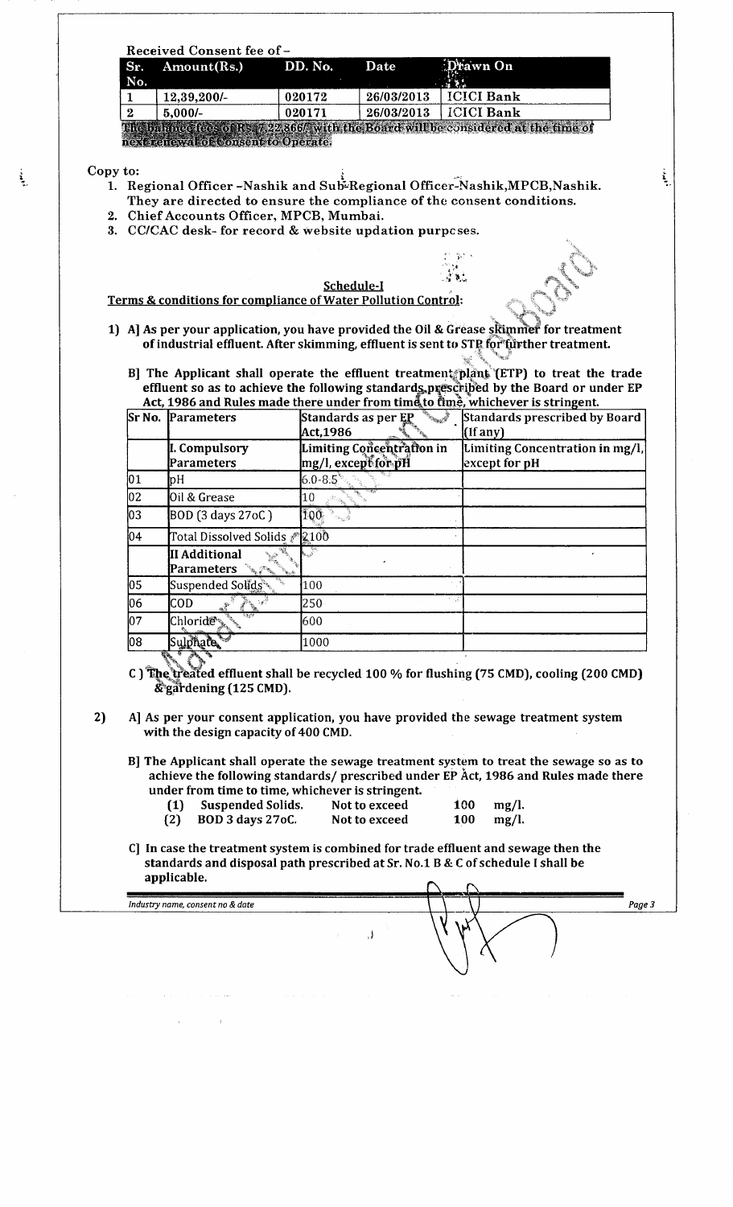Received Consent fee of –

| Sr. No. | Amount(Rs.) | DD. No. | Date | Drawn On |
|---|---|---|---|---|
| 1 | 12,39,200/- | 020172 | 26/03/2013 | ICICI Bank |
| 2 | 5,000/- | 020171 | 26/03/2013 | ICICI Bank |

The balance fees of Rs. 7,22,866/- with the Board will be considered at the time of next renewal of Consent to Operate.

Copy to:

1. Regional Officer –Nashik and Sub-Regional Officer-Nashik,MPCB,Nashik. They are directed to ensure the compliance of the consent conditions.
2. Chief Accounts Officer, MPCB, Mumbai.
3. CC/CAC desk- for record & website updation purposes.

**Schedule-I**

**Terms & conditions for compliance of Water Pollution Control:**

1) A] As per your application, you have provided the Oil & Grease skimmer for treatment of industrial effluent. After skimming, effluent is sent to STP for further treatment.

B] The Applicant shall operate the effluent treatment plant (ETP) to treat the trade effluent so as to achieve the following standards prescribed by the Board or under EP Act, 1986 and Rules made there under from time to time, whichever is stringent.

| Sr No. | Parameters | Standards as per EP Act,1986 | Standards prescribed by Board (If any) |
|---|---|---|---|
| | I. Compulsory Parameters | Limiting Concentration in mg/l, except for pH | Limiting Concentration in mg/l, except for pH |
| 01 | pH | 6.0-8.5 | |
| 02 | Oil & Grease | 10 | |
| 03 | BOD (3 days 27oC ) | 100 | |
| 04 | Total Dissolved Solids | 2100 | |
| | II Additional Parameters | | |
| 05 | Suspended Solids | 100 | |
| 06 | COD | 250 | |
| 07 | Chloride | 600 | |
| 08 | Sulphate | 1000 | |

C ) The treated effluent shall be recycled 100 % for flushing (75 CMD), cooling (200 CMD) & gardening (125 CMD).

2) A] As per your consent application, you have provided the sewage treatment system with the design capacity of 400 CMD.

B] The Applicant shall operate the sewage treatment system to treat the sewage so as to achieve the following standards/ prescribed under EP Act, 1986 and Rules made there under from time to time, whichever is stringent.

| | | | | |
|---|---|---|---|---|
| (1) | Suspended Solids. | Not to exceed | 100 | mg/l. |
| (2) | BOD 3 days 27oC. | Not to exceed | 100 | mg/l. |

C] In case the treatment system is combined for trade effluent and sewage then the standards and disposal path prescribed at Sr. No.1 B & C of schedule I shall be applicable.

*Industry name, consent no & date*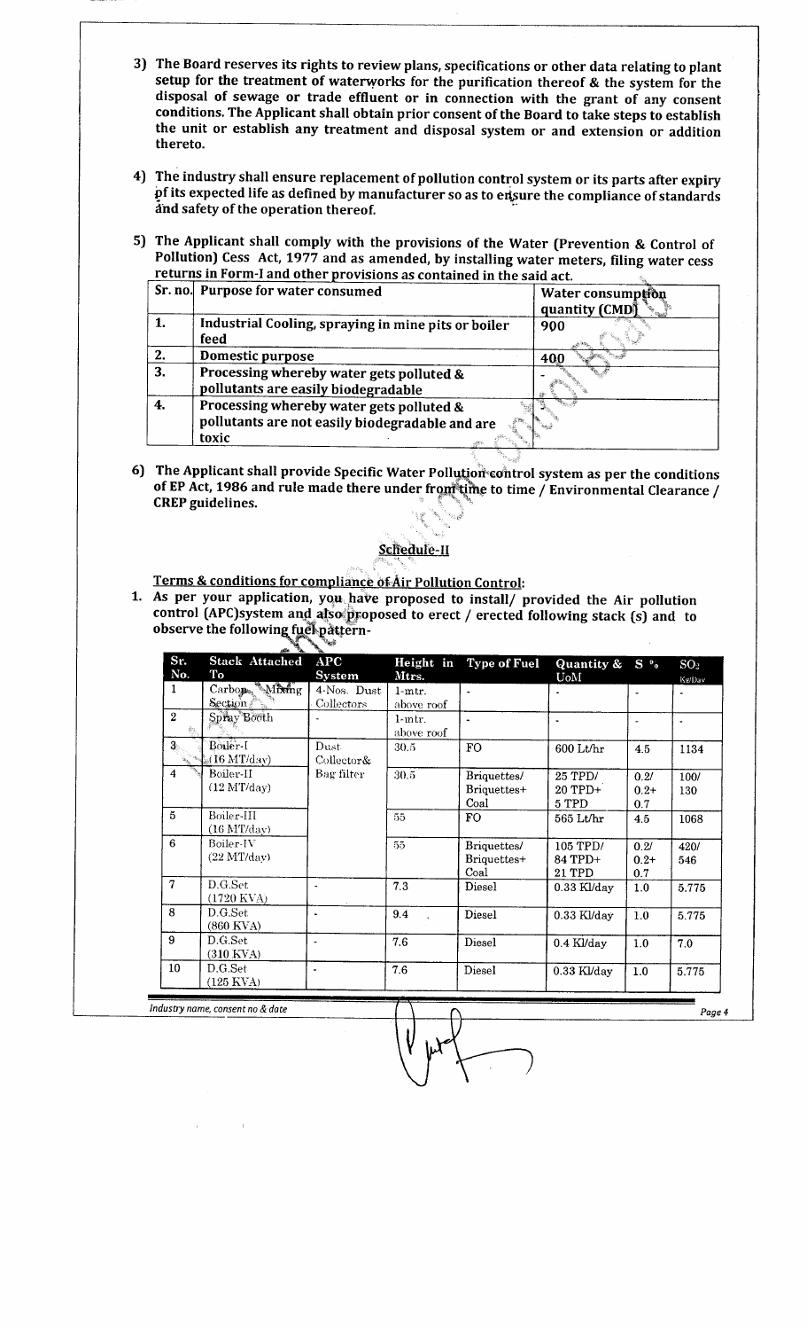3) The Board reserves its rights to review plans, specifications or other data relating to plant setup for the treatment of waterworks for the purification thereof & the system for the disposal of sewage or trade effluent or in connection with the grant of any consent conditions. The Applicant shall obtain prior consent of the Board to take steps to establish the unit or establish any treatment and disposal system or and extension or addition thereto.

4) The industry shall ensure replacement of pollution control system or its parts after expiry of its expected life as defined by manufacturer so as to ensure the compliance of standards and safety of the operation thereof.

5) The Applicant shall comply with the provisions of the Water (Prevention & Control of Pollution) Cess Act, 1977 and as amended, by installing water meters, filing water cess returns in Form-I and other provisions as contained in the said act.

| Sr. no. | Purpose for water consumed | Water consumption quantity (CMD) |
|---|---|---|
| 1. | Industrial Cooling, spraying in mine pits or boiler feed | 900 |
| 2. | Domestic purpose | 400 |
| 3. | Processing whereby water gets polluted & pollutants are easily biodegradable | - |
| 4. | Processing whereby water gets polluted & pollutants are not easily biodegradable and are toxic | - |

6) The Applicant shall provide Specific Water Pollution control system as per the conditions of EP Act, 1986 and rule made there under from time to time / Environmental Clearance / CREP guidelines.

## Schedule-II

**Terms & conditions for compliance of Air Pollution Control:**

1. As per your application, you have proposed to install/ provided the Air pollution control (APC)system and also proposed to erect / erected following stack (s) and to observe the following fuel pattern-

| Sr. No. | Stack Attached To | APC System | Height in Mtrs. | Type of Fuel | Quantity & UoM | S % | $SO_2$ Kg/Day |
|---|---|---|---|---|---|---|---|
| 1 | Carbon Mixing Section | 4-Nos. Dust Collectors | 1-mtr. above roof | - | - | - | - |
| 2 | Spray Booth | - | 1-mtr. above roof | - | - | - | - |
| 3 | Boiler-I (16 MT/day) | Dust Collector& Bag filter | 30.5 | FO | 600 Lt/hr | 4.5 | 1134 |
| 4 | Boiler-II (12 MT/day) | | 30.5 | Briquettes/ Briquettes+ Coal | 25 TPD/ 20 TPD+ 5 TPD | 0.2/ 0.2+ 0.7 | 100/ 130 |
| 5 | Boiler-III (16 MT/day) | | 55 | FO | 565 Lt/hr | 4.5 | 1068 |
| 6 | Boiler-IV (22 MT/day) | | 55 | Briquettes/ Briquettes+ Coal | 105 TPD/ 84 TPD+ 21 TPD | 0.2/ 0.2+ 0.7 | 420/ 546 |
| 7 | D.G.Set (1720 KVA) | - | 7.3 | Diesel | 0.33 Kl/day | 1.0 | 5.775 |
| 8 | D.G.Set (860 KVA) | - | 9.4 | Diesel | 0.33 Kl/day | 1.0 | 5.775 |
| 9 | D.G.Set (310 KVA) | - | 7.6 | Diesel | 0.4 Kl/day | 1.0 | 7.0 |
| 10 | D.G.Set (125 KVA) | - | 7.6 | Diesel | 0.33 Kl/day | 1.0 | 5.775 |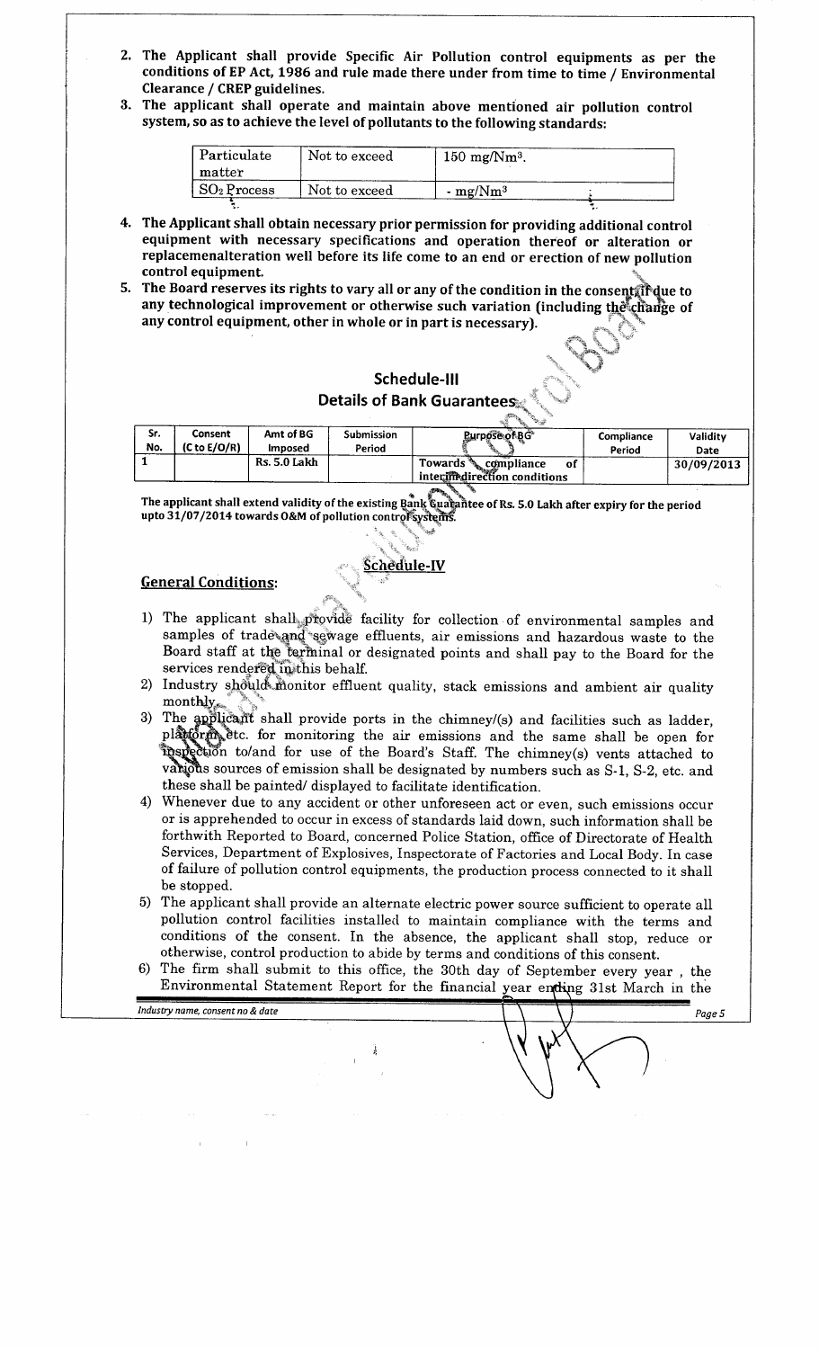2. **The Applicant shall provide Specific Air Pollution control equipments as per the conditions of EP Act, 1986 and rule made there under from time to time / Environmental Clearance / CREP guidelines.**
3. **The applicant shall operate and maintain above mentioned air pollution control system, so as to achieve the level of pollutants to the following standards:**

| | | |
|---|---|---|
| Particulate matter | Not to exceed | 150 mg/Nm$^3$. |
| $SO_2$ Process | Not to exceed | - mg/Nm$^3$ |

4. **The Applicant shall obtain necessary prior permission for providing additional control equipment with necessary specifications and operation thereof or alteration or replacemenalteration well before its life come to an end or erection of new pollution control equipment.**
5. **The Board reserves its rights to vary all or any of the condition in the consent, if due to any technological improvement or otherwise such variation (including the change of any control equipment, other in whole or in part is necessary).**

## Schedule-III

## Details of Bank Guarantees

| Sr. No. | Consent (C to E/O/R) | Amt of BG Imposed | Submission Period | Purpose of BG | Compliance Period | Validity Date |
|---|---|---|---|---|---|---|
| 1 | | Rs. 5.0 Lakh | | Towards compliance of interim direction conditions | | 30/09/2013 |

**The applicant shall extend validity of the existing Bank Guarantee of Rs. 5.0 Lakh after expiry for the period upto 31/07/2014 towards O&M of pollution control systems.**

## Schedule-IV

### General Conditions:

1) The applicant shall provide facility for collection of environmental samples and samples of trade and sewage effluents, air emissions and hazardous waste to the Board staff at the terminal or designated points and shall pay to the Board for the services rendered in this behalf.
2) Industry should monitor effluent quality, stack emissions and ambient air quality monthly.
3) The applicant shall provide ports in the chimney/(s) and facilities such as ladder, platform etc. for monitoring the air emissions and the same shall be open for inspection to/and for use of the Board's Staff. The chimney(s) vents attached to various sources of emission shall be designated by numbers such as S-1, S-2, etc. and these shall be painted/ displayed to facilitate identification.
4) Whenever due to any accident or other unforeseen act or even, such emissions occur or is apprehended to occur in excess of standards laid down, such information shall be forthwith Reported to Board, concerned Police Station, office of Directorate of Health Services, Department of Explosives, Inspectorate of Factories and Local Body. In case of failure of pollution control equipments, the production process connected to it shall be stopped.
5) The applicant shall provide an alternate electric power source sufficient to operate all pollution control facilities installed to maintain compliance with the terms and conditions of the consent. In the absence, the applicant shall stop, reduce or otherwise, control production to abide by terms and conditions of this consent.
6) The firm shall submit to this office, the 30th day of September every year , the Environmental Statement Report for the financial year ending 31st March in the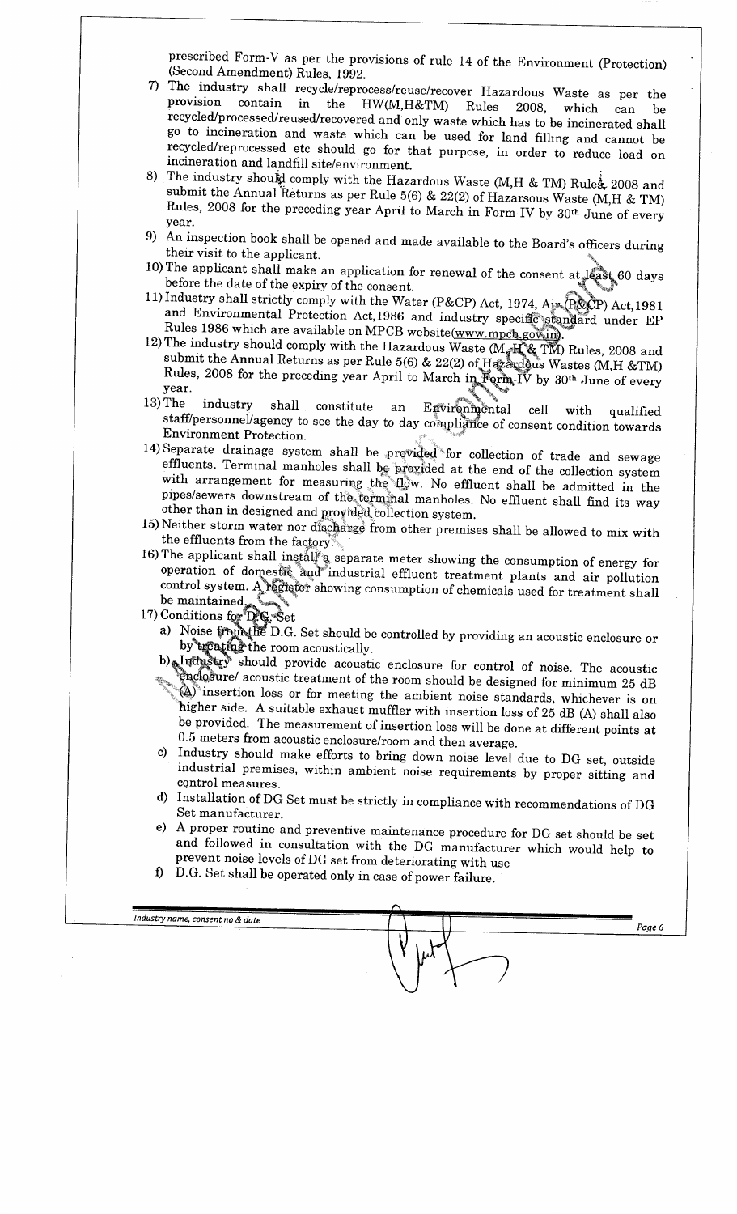prescribed Form-V as per the provisions of rule 14 of the Environment (Protection) (Second Amendment) Rules, 1992.

7) The industry shall recycle/reprocess/reuse/recover Hazardous Waste as per the provision contain in the HW(M,H&TM) Rules 2008, which can be recycled/processed/reused/recovered and only waste which has to be incinerated shall go to incineration and waste which can be used for land filling and cannot be recycled/reprocessed etc should go for that purpose, in order to reduce load on incineration and landfill site/environment.
8) The industry should comply with the Hazardous Waste (M,H & TM) Rules, 2008 and submit the Annual Returns as per Rule 5(6) & 22(2) of Hazarsous Waste (M,H & TM) Rules, 2008 for the preceding year April to March in Form-IV by 30th June of every year.
9) An inspection book shall be opened and made available to the Board's officers during their visit to the applicant.
10) The applicant shall make an application for renewal of the consent at least 60 days before the date of the expiry of the consent.
11) Industry shall strictly comply with the Water (P&CP) Act, 1974, Air (P&CP) Act,1981 and Environmental Protection Act,1986 and industry specific standard under EP Rules 1986 which are available on MPCB website(www.mpcb.gov.in).
12) The industry should comply with the Hazardous Waste (M,H & TM) Rules, 2008 and submit the Annual Returns as per Rule 5(6) & 22(2) of Hazardous Wastes (M,H &TM) Rules, 2008 for the preceding year April to March in Form-IV by 30th June of every year.
13) The industry shall constitute an Environmental cell with qualified staff/personnel/agency to see the day to day compliance of consent condition towards Environment Protection.
14) Separate drainage system shall be provided for collection of trade and sewage effluents. Terminal manholes shall be provided at the end of the collection system with arrangement for measuring the flow. No effluent shall be admitted in the pipes/sewers downstream of the terminal manholes. No effluent shall find its way other than in designed and provided collection system.
15) Neither storm water nor discharge from other premises shall be allowed to mix with the effluents from the factory.
16) The applicant shall install a separate meter showing the consumption of energy for operation of domestic and industrial effluent treatment plants and air pollution control system. A register showing consumption of chemicals used for treatment shall be maintained.
17) Conditions for D.G. Set
    a) Noise from the D.G. Set should be controlled by providing an acoustic enclosure or by treating the room acoustically.
    b) Industry should provide acoustic enclosure for control of noise. The acoustic enclosure/ acoustic treatment of the room should be designed for minimum 25 dB (A) insertion loss or for meeting the ambient noise standards, whichever is on higher side. A suitable exhaust muffler with insertion loss of 25 dB (A) shall also be provided. The measurement of insertion loss will be done at different points at 0.5 meters from acoustic enclosure/room and then average.
    c) Industry should make efforts to bring down noise level due to DG set, outside industrial premises, within ambient noise requirements by proper sitting and control measures.
    d) Installation of DG Set must be strictly in compliance with recommendations of DG Set manufacturer.
    e) A proper routine and preventive maintenance procedure for DG set should be set and followed in consultation with the DG manufacturer which would help to prevent noise levels of DG set from deteriorating with use
    f) D.G. Set shall be operated only in case of power failure.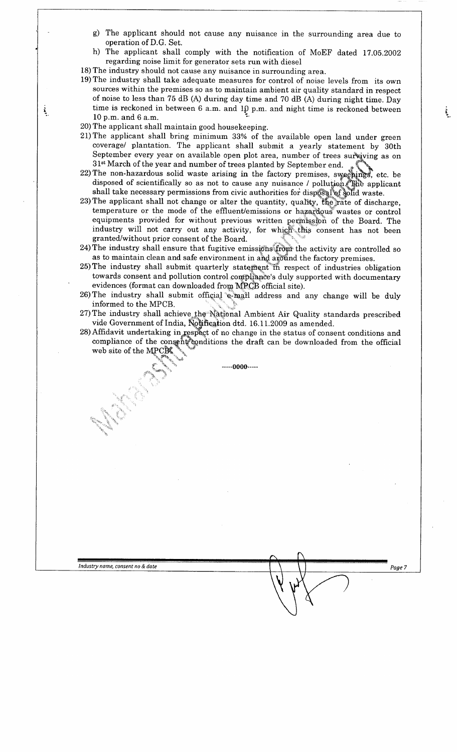g) The applicant should not cause any nuisance in the surrounding area due to operation of D.G. Set.

h) The applicant shall comply with the notification of MoEF dated 17.05.2002 regarding noise limit for generator sets run with diesel

18) The industry should not cause any nuisance in surrounding area.

19) The industry shall take adequate measures for control of noise levels from its own sources within the premises so as to maintain ambient air quality standard in respect of noise to less than 75 dB (A) during day time and 70 dB (A) during night time. Day time is reckoned in between 6 a.m. and 10 p.m. and night time is reckoned between 10 p.m. and 6 a.m.

20) The applicant shall maintain good housekeeping.

21) The applicant shall bring minimum 33% of the available open land under green coverage/ plantation. The applicant shall submit a yearly statement by 30th September every year on available open plot area, number of trees surviving as on 31st March of the year and number of trees planted by September end.

22) The non-hazardous solid waste arising in the factory premises, sweepings, etc. be disposed of scientifically so as not to cause any nuisance / pollution. The applicant shall take necessary permissions from civic authorities for disposal of solid waste.

23) The applicant shall not change or alter the quantity, quality, the rate of discharge, temperature or the mode of the effluent/emissions or hazardous wastes or control equipments provided for without previous written permission of the Board. The industry will not carry out any activity, for which this consent has not been granted/without prior consent of the Board.

24) The industry shall ensure that fugitive emissions from the activity are controlled so as to maintain clean and safe environment in and around the factory premises.

25) The industry shall submit quarterly statement in respect of industries obligation towards consent and pollution control compliance's duly supported with documentary evidences (format can downloaded from MPCB official site).

26) The industry shall submit official e-mail address and any change will be duly informed to the MPCB.

27) The industry shall achieve the National Ambient Air Quality standards prescribed vide Government of India, Notification dtd. 16.11.2009 as amended.

28) Affidavit undertaking in respect of no change in the status of consent conditions and compliance of the consent conditions the draft can be downloaded from the official web site of the MPCB.

-----0000-----